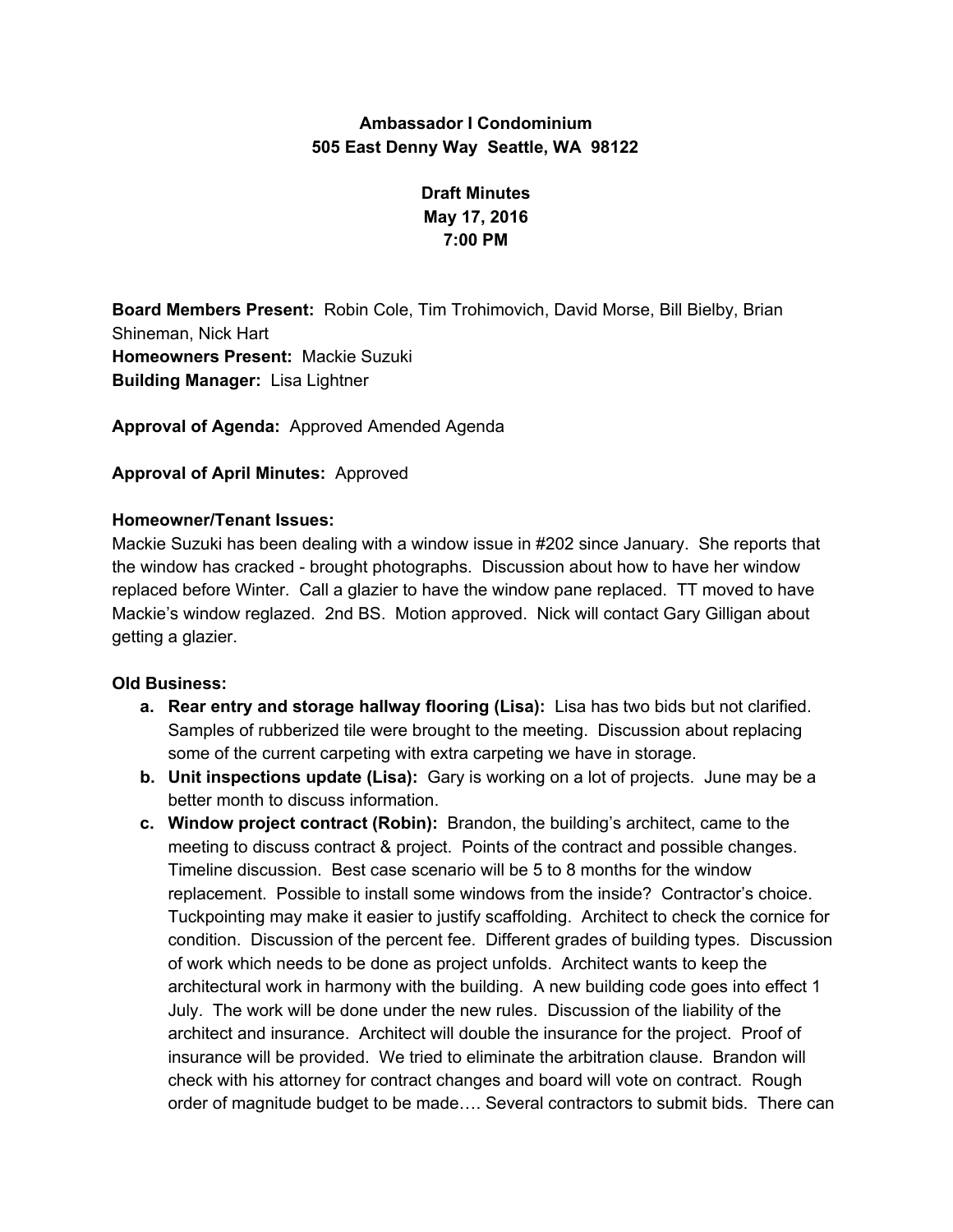**Ambassador I Condominium**
**505 East Denny Way Seattle, WA 98122**

**Draft Minutes**
**May 17, 2016**
**7:00 PM**

**Board Members Present:** Robin Cole, Tim Trohimovich, David Morse, Bill Bielby, Brian Shineman, Nick Hart
**Homeowners Present:** Mackie Suzuki
**Building Manager:** Lisa Lightner

**Approval of Agenda:** Approved Amended Agenda

**Approval of April Minutes:** Approved

**Homeowner/Tenant Issues:**
Mackie Suzuki has been dealing with a window issue in #202 since January. She reports that the window has cracked - brought photographs. Discussion about how to have her window replaced before Winter. Call a glazier to have the window pane replaced. TT moved to have Mackie's window reglazed. 2nd BS. Motion approved. Nick will contact Gary Gilligan about getting a glazier.

**Old Business:**

a. **Rear entry and storage hallway flooring (Lisa):** Lisa has two bids but not clarified. Samples of rubberized tile were brought to the meeting. Discussion about replacing some of the current carpeting with extra carpeting we have in storage.
b. **Unit inspections update (Lisa):** Gary is working on a lot of projects. June may be a better month to discuss information.
c. **Window project contract (Robin):** Brandon, the building's architect, came to the meeting to discuss contract & project. Points of the contract and possible changes. Timeline discussion. Best case scenario will be 5 to 8 months for the window replacement. Possible to install some windows from the inside? Contractor's choice. Tuckpointing may make it easier to justify scaffolding. Architect to check the cornice for condition. Discussion of the percent fee. Different grades of building types. Discussion of work which needs to be done as project unfolds. Architect wants to keep the architectural work in harmony with the building. A new building code goes into effect 1 July. The work will be done under the new rules. Discussion of the liability of the architect and insurance. Architect will double the insurance for the project. Proof of insurance will be provided. We tried to eliminate the arbitration clause. Brandon will check with his attorney for contract changes and board will vote on contract. Rough order of magnitude budget to be made…. Several contractors to submit bids. There can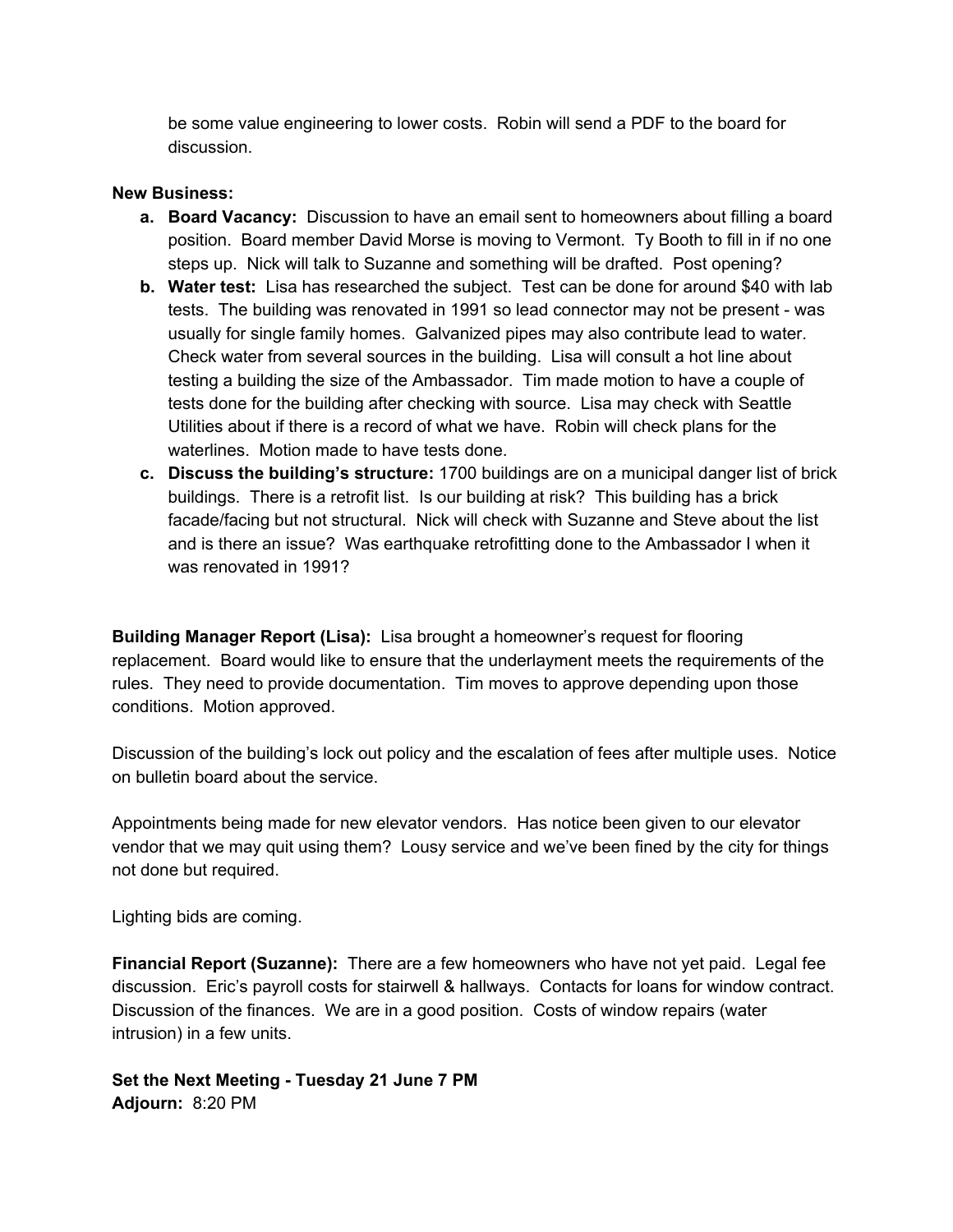be some value engineering to lower costs. Robin will send a PDF to the board for discussion.

**New Business:**

a. **Board Vacancy:** Discussion to have an email sent to homeowners about filling a board position. Board member David Morse is moving to Vermont. Ty Booth to fill in if no one steps up. Nick will talk to Suzanne and something will be drafted. Post opening?
b. **Water test:** Lisa has researched the subject. Test can be done for around $40 with lab tests. The building was renovated in 1991 so lead connector may not be present - was usually for single family homes. Galvanized pipes may also contribute lead to water. Check water from several sources in the building. Lisa will consult a hot line about testing a building the size of the Ambassador. Tim made motion to have a couple of tests done for the building after checking with source. Lisa may check with Seattle Utilities about if there is a record of what we have. Robin will check plans for the waterlines. Motion made to have tests done.
c. **Discuss the building's structure:** 1700 buildings are on a municipal danger list of brick buildings. There is a retrofit list. Is our building at risk? This building has a brick facade/facing but not structural. Nick will check with Suzanne and Steve about the list and is there an issue? Was earthquake retrofitting done to the Ambassador I when it was renovated in 1991?

**Building Manager Report (Lisa):** Lisa brought a homeowner's request for flooring replacement. Board would like to ensure that the underlayment meets the requirements of the rules. They need to provide documentation. Tim moves to approve depending upon those conditions. Motion approved.

Discussion of the building's lock out policy and the escalation of fees after multiple uses. Notice on bulletin board about the service.

Appointments being made for new elevator vendors. Has notice been given to our elevator vendor that we may quit using them? Lousy service and we've been fined by the city for things not done but required.

Lighting bids are coming.

**Financial Report (Suzanne):** There are a few homeowners who have not yet paid. Legal fee discussion. Eric's payroll costs for stairwell & hallways. Contacts for loans for window contract. Discussion of the finances. We are in a good position. Costs of window repairs (water intrusion) in a few units.

**Set the Next Meeting - Tuesday 21 June 7 PM**
**Adjourn:** 8:20 PM